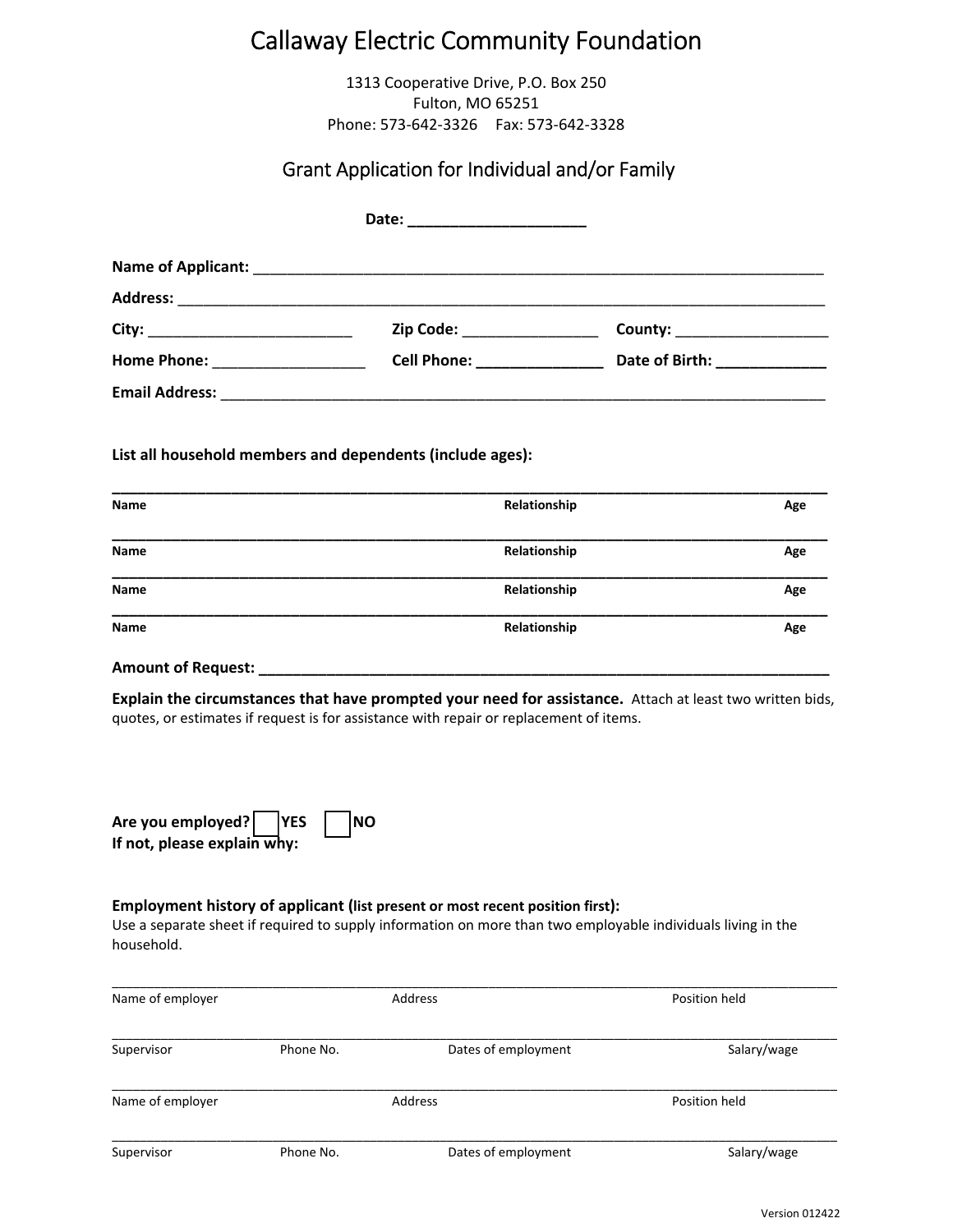# Callaway Electric Community Foundation

1313 Cooperative Drive, P.O. Box 250
Fulton, MO 65251
Phone: 573-642-3326 Fax: 573-642-3328

## Grant Application for Individual and/or Family

**Date:** ____________________

**Name of Applicant:** ____________________________________________________________________

**Address:** __________________________________________________________________________

**City:** ________________________ **Zip Code:** ________________ **County:** __________________

**Home Phone:** __________________ **Cell Phone:** _______________ **Date of Birth:** _____________

**Email Address:** ______________________________________________________________________

**List all household members and dependents (include ages):**

| Name | Relationship | Age |
|---|---|---|
| | | |
| | | |
| | | |
| | | |

**Amount of Request:** ___________________________________________________________________

**Explain the circumstances that have prompted your need for assistance.** Attach at least two written bids, quotes, or estimates if request is for assistance with repair or replacement of items.

**Are you employed?** ☐ **YES** ☐ **NO**
**If not, please explain why:**

**Employment history of applicant (list present or most recent position first):**
Use a separate sheet if required to supply information on more than two employable individuals living in the household.

| Name of employer | Address | Position held |
|---|---|---|
| | | |

| Supervisor | Phone No. | Dates of employment | Salary/wage |
|---|---|---|---|
| | | | |

| Name of employer | Address | Position held |
|---|---|---|
| | | |

| Supervisor | Phone No. | Dates of employment | Salary/wage |
|---|---|---|---|
| | | | |

Version 012422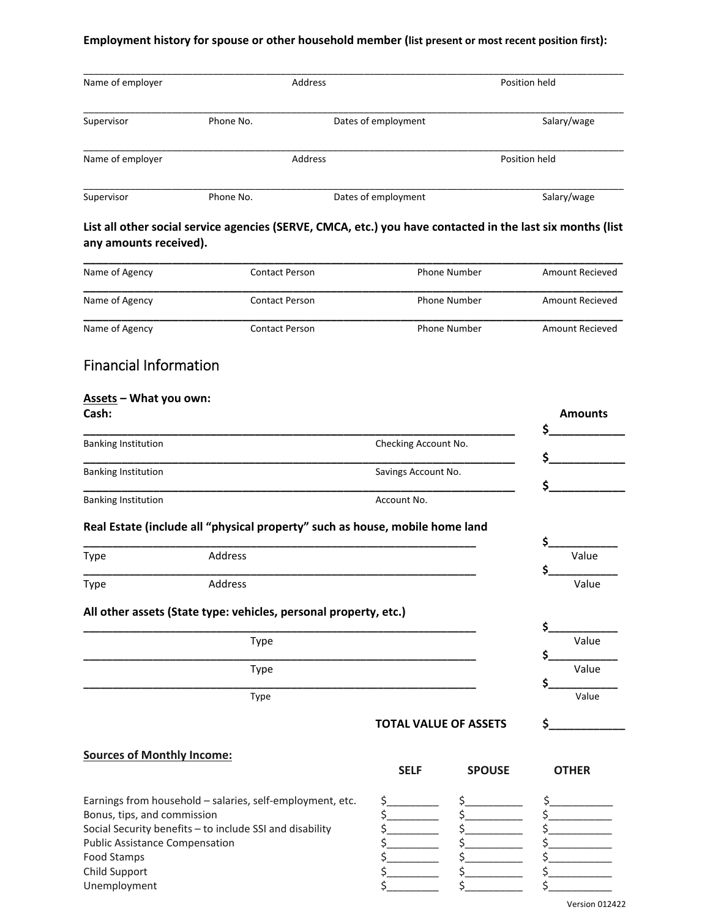**Employment history for spouse or other household member (list present or most recent position first):**

| Name of employer | Address | Position held |
|---|---|---|
| | | |

| Supervisor | Phone No. | Dates of employment | Salary/wage |
|---|---|---|---|
| | | | |

| Name of employer | Address | Position held |
|---|---|---|
| | | |

| Supervisor | Phone No. | Dates of employment | Salary/wage |
|---|---|---|---|
| | | | |

**List all other social service agencies (SERVE, CMCA, etc.) you have contacted in the last six months (list any amounts received).**

| Name of Agency | Contact Person | Phone Number | Amount Recieved |
|---|---|---|---|
| | | | |
| | | | |
| | | | |

## Financial Information

**Assets – What you own:**

**Cash:**

| Banking Institution | Account | Amounts |
|---|---|---|
| Banking Institution | Checking Account No. | $ |
| Banking Institution | Savings Account No. | $ |
| Banking Institution | Account No. | $ |

**Real Estate (include all "physical property" such as house, mobile home land**

| Type | Address | Value |
|---|---|---|
| | | $ |
| | | $ |

**All other assets (State type: vehicles, personal property, etc.)**

| Type | Value |
|---|---|
| | $ |
| | $ |
| | $ |

**TOTAL VALUE OF ASSETS** $____________

**Sources of Monthly Income:**

| | SELF | SPOUSE | OTHER |
|---|---|---|---|
| Earnings from household – salaries, self-employment, etc. | $ | $ | $ |
| Bonus, tips, and commission | $ | $ | $ |
| Social Security benefits – to include SSI and disability | $ | $ | $ |
| Public Assistance Compensation | $ | $ | $ |
| Food Stamps | $ | $ | $ |
| Child Support | $ | $ | $ |
| Unemployment | $ | $ | $ |

Version 012422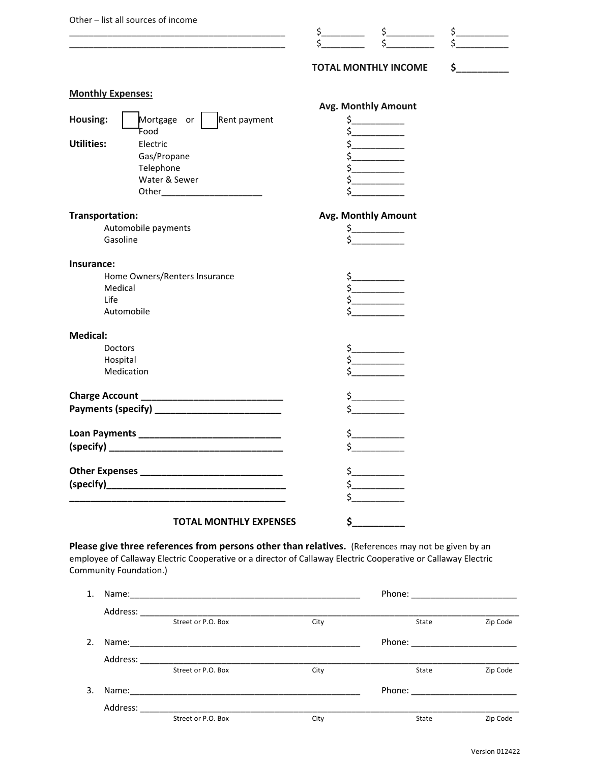Other – list all sources of income

| | | | |
|---|---|---|---|
| _____________________________________________ | $________ | $_________ | $__________ |
| _____________________________________________ | $________ | $_________ | $__________ |

**TOTAL MONTHLY INCOME** **$__________**

**Monthly Expenses:**

| | | Avg. Monthly Amount |
|---|---|---|
| **Housing:** | ☐ Mortgage or ☐ Rent payment | $__________ |
| | Food | $__________ |
| **Utilities:** | Electric | $__________ |
| | Gas/Propane | $__________ |
| | Telephone | $__________ |
| | Water & Sewer | $__________ |
| | Other____________________ | $__________ |

| **Transportation:** | **Avg. Monthly Amount** |
|---|---|
| Automobile payments | $__________ |
| Gasoline | $__________ |

**Insurance:**

| | |
|---|---|
| Home Owners/Renters Insurance | $__________ |
| Medical | $__________ |
| Life | $__________ |
| Automobile | $__________ |

**Medical:**

| | |
|---|---|
| Doctors | $__________ |
| Hospital | $__________ |
| Medication | $__________ |

**Charge Account ___________________________** $__________
**Payments (specify) ________________________** $__________

**Loan Payments ___________________________** $__________
**(specify) _________________________________** $__________

**Other Expenses ___________________________** $__________
**(specify)__________________________________** $__________
**__________________________________________** $__________

**TOTAL MONTHLY EXPENSES** **$__________**

**Please give three references from persons other than relatives.** (References may not be given by an employee of Callaway Electric Cooperative or a director of Callaway Electric Cooperative or Callaway Electric Community Foundation.)

1. Name:_______________________________________________ Phone: _____________________

   Address: ______________________________________________________________________________
   Street or P.O. Box          City          State          Zip Code

2. Name:_______________________________________________ Phone: _____________________

   Address: ______________________________________________________________________________
   Street or P.O. Box          City          State          Zip Code

3. Name:_______________________________________________ Phone: _____________________

   Address: ______________________________________________________________________________
   Street or P.O. Box          City          State          Zip Code

Version 012422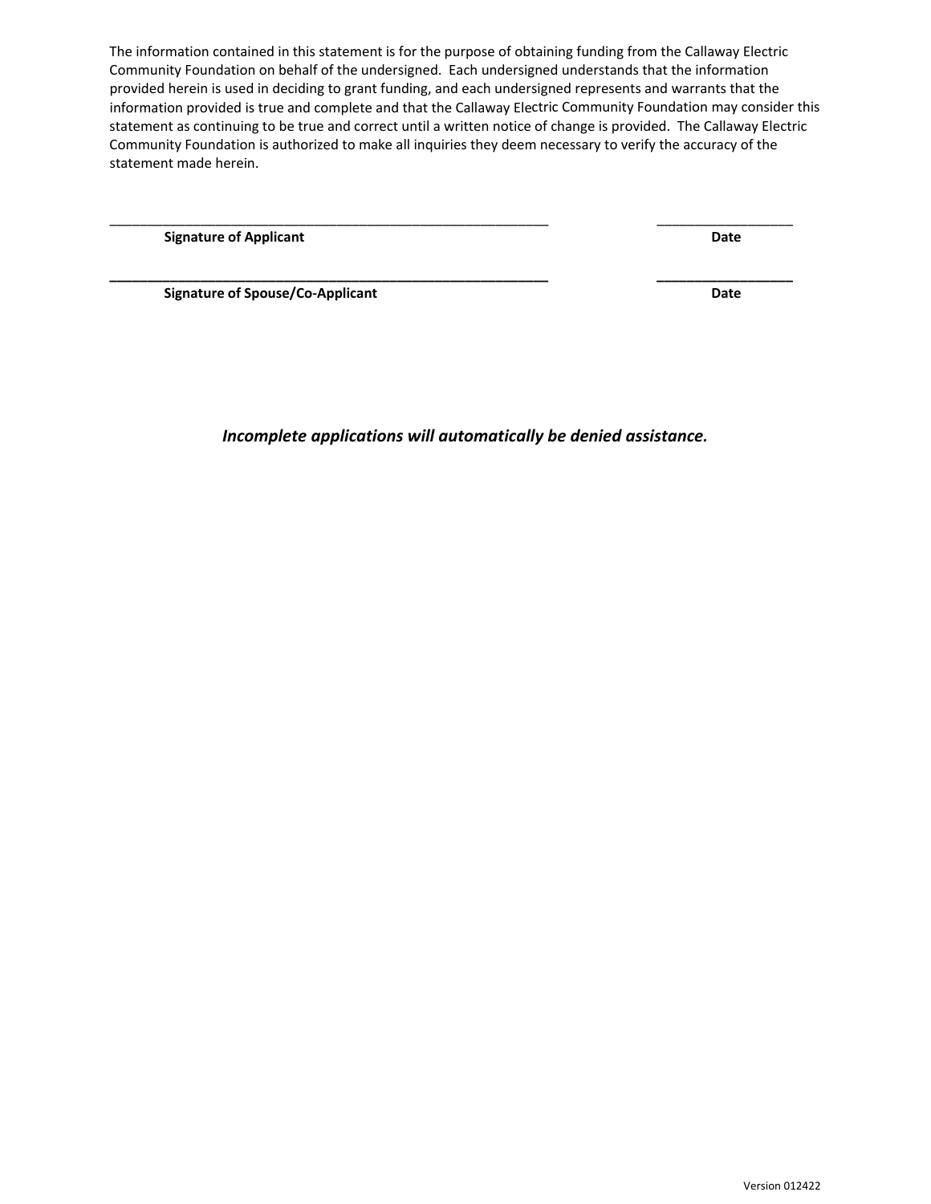The information contained in this statement is for the purpose of obtaining funding from the Callaway Electric Community Foundation on behalf of the undersigned. Each undersigned understands that the information provided herein is used in deciding to grant funding, and each undersigned represents and warrants that the information provided is true and complete and that the Callaway Electric Community Foundation may consider this statement as continuing to be true and correct until a written notice of change is provided. The Callaway Electric Community Foundation is authorized to make all inquiries they deem necessary to verify the accuracy of the statement made herein.

_____________________________________________________________ __________________

**Signature of Applicant** **Date**

_____________________________________________________________ __________________

**Signature of Spouse/Co-Applicant** **Date**

***Incomplete applications will automatically be denied assistance.***

Version 012422